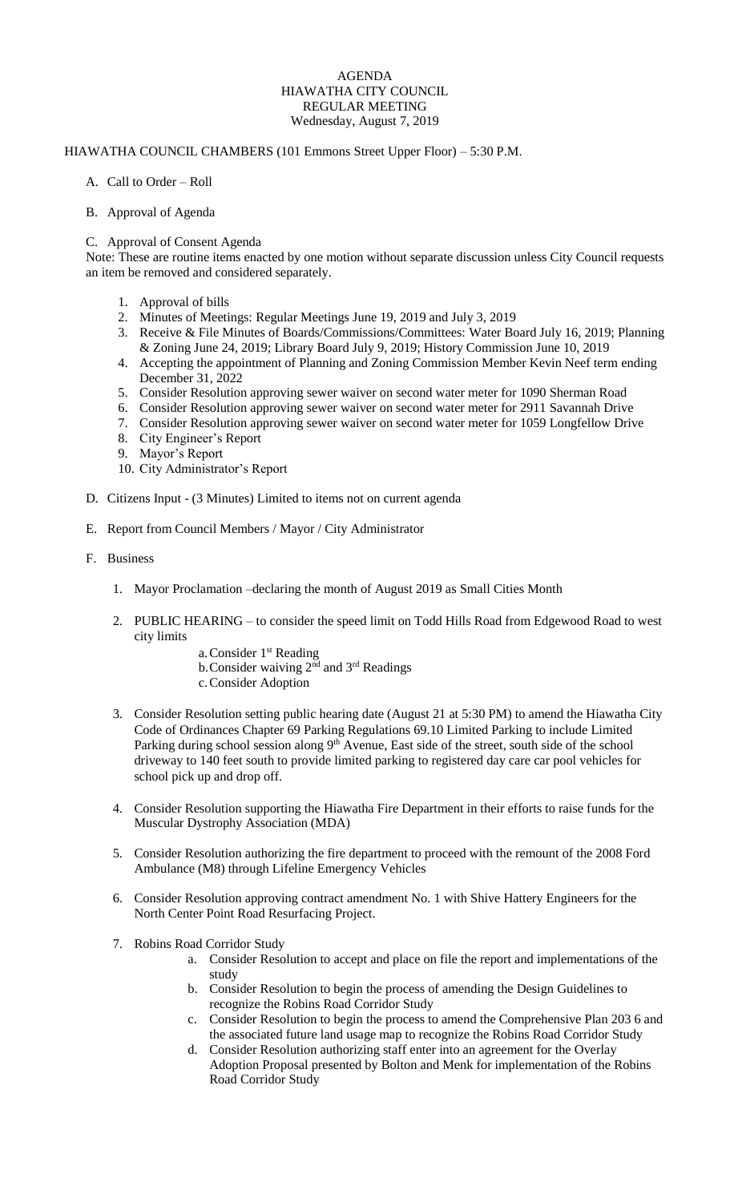# AGENDA
## HIAWATHA CITY COUNCIL
## REGULAR MEETING
### Wednesday, August 7, 2019

HIAWATHA COUNCIL CHAMBERS (101 Emmons Street Upper Floor) – 5:30 P.M.

A. Call to Order – Roll

B. Approval of Agenda

C. Approval of Consent Agenda

Note: These are routine items enacted by one motion without separate discussion unless City Council requests an item be removed and considered separately.

1. Approval of bills
2. Minutes of Meetings: Regular Meetings June 19, 2019 and July 3, 2019
3. Receive & File Minutes of Boards/Commissions/Committees: Water Board July 16, 2019; Planning & Zoning June 24, 2019; Library Board July 9, 2019; History Commission June 10, 2019
4. Accepting the appointment of Planning and Zoning Commission Member Kevin Neef term ending December 31, 2022
5. Consider Resolution approving sewer waiver on second water meter for 1090 Sherman Road
6. Consider Resolution approving sewer waiver on second water meter for 2911 Savannah Drive
7. Consider Resolution approving sewer waiver on second water meter for 1059 Longfellow Drive
8. City Engineer's Report
9. Mayor's Report
10. City Administrator's Report

D. Citizens Input - (3 Minutes) Limited to items not on current agenda

E. Report from Council Members / Mayor / City Administrator

F. Business

1. Mayor Proclamation –declaring the month of August 2019 as Small Cities Month

2. PUBLIC HEARING – to consider the speed limit on Todd Hills Road from Edgewood Road to west city limits
   a. Consider 1st Reading
   b. Consider waiving 2nd and 3rd Readings
   c. Consider Adoption

3. Consider Resolution setting public hearing date (August 21 at 5:30 PM) to amend the Hiawatha City Code of Ordinances Chapter 69 Parking Regulations 69.10 Limited Parking to include Limited Parking during school session along 9th Avenue, East side of the street, south side of the school driveway to 140 feet south to provide limited parking to registered day care car pool vehicles for school pick up and drop off.

4. Consider Resolution supporting the Hiawatha Fire Department in their efforts to raise funds for the Muscular Dystrophy Association (MDA)

5. Consider Resolution authorizing the fire department to proceed with the remount of the 2008 Ford Ambulance (M8) through Lifeline Emergency Vehicles

6. Consider Resolution approving contract amendment No. 1 with Shive Hattery Engineers for the North Center Point Road Resurfacing Project.

7. Robins Road Corridor Study
   a. Consider Resolution to accept and place on file the report and implementations of the study
   b. Consider Resolution to begin the process of amending the Design Guidelines to recognize the Robins Road Corridor Study
   c. Consider Resolution to begin the process to amend the Comprehensive Plan 203 6 and the associated future land usage map to recognize the Robins Road Corridor Study
   d. Consider Resolution authorizing staff enter into an agreement for the Overlay Adoption Proposal presented by Bolton and Menk for implementation of the Robins Road Corridor Study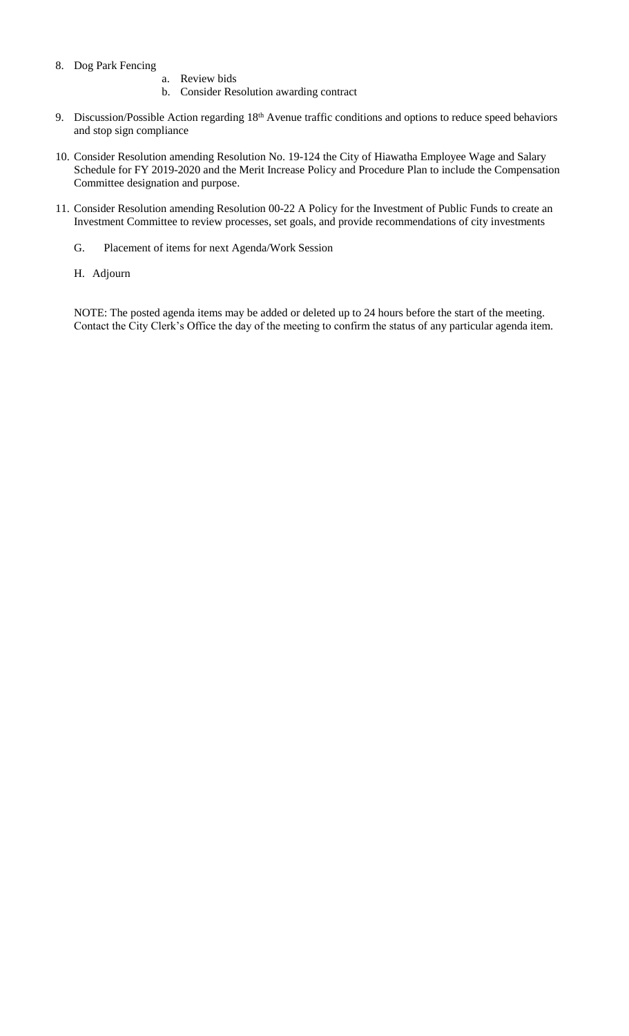8. Dog Park Fencing
    a. Review bids
    b. Consider Resolution awarding contract

9. Discussion/Possible Action regarding 18th Avenue traffic conditions and options to reduce speed behaviors and stop sign compliance

10. Consider Resolution amending Resolution No. 19-124 the City of Hiawatha Employee Wage and Salary Schedule for FY 2019-2020 and the Merit Increase Policy and Procedure Plan to include the Compensation Committee designation and purpose.

11. Consider Resolution amending Resolution 00-22 A Policy for the Investment of Public Funds to create an Investment Committee to review processes, set goals, and provide recommendations of city investments

G. Placement of items for next Agenda/Work Session

H. Adjourn

NOTE: The posted agenda items may be added or deleted up to 24 hours before the start of the meeting. Contact the City Clerk's Office the day of the meeting to confirm the status of any particular agenda item.